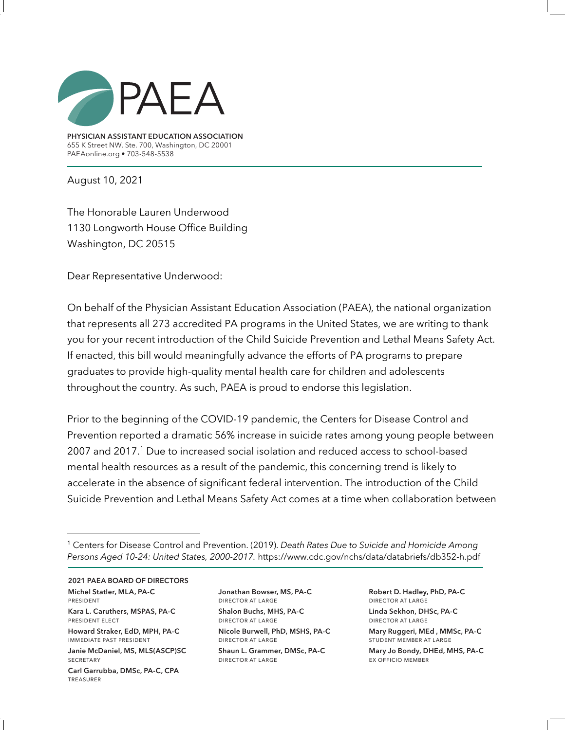# PAEA

**PHYSICIAN ASSISTANT EDUCATION ASSOCIATION**
655 K Street NW, Ste. 700, Washington, DC 20001
PAEAonline.org • 703-548-5538

August 10, 2021

The Honorable Lauren Underwood
1130 Longworth House Office Building
Washington, DC 20515

Dear Representative Underwood:

On behalf of the Physician Assistant Education Association (PAEA), the national organization that represents all 273 accredited PA programs in the United States, we are writing to thank you for your recent introduction of the Child Suicide Prevention and Lethal Means Safety Act. If enacted, this bill would meaningfully advance the efforts of PA programs to prepare graduates to provide high-quality mental health care for children and adolescents throughout the country. As such, PAEA is proud to endorse this legislation.

Prior to the beginning of the COVID-19 pandemic, the Centers for Disease Control and Prevention reported a dramatic 56% increase in suicide rates among young people between 2007 and 2017.[1] Due to increased social isolation and reduced access to school-based mental health resources as a result of the pandemic, this concerning trend is likely to accelerate in the absence of significant federal intervention. The introduction of the Child Suicide Prevention and Lethal Means Safety Act comes at a time when collaboration between

[1] Centers for Disease Control and Prevention. (2019). *Death Rates Due to Suicide and Homicide Among Persons Aged 10-24: United States, 2000-2017.* https://www.cdc.gov/nchs/data/databriefs/db352-h.pdf

**2021 PAEA BOARD OF DIRECTORS**

**Michel Statler, MLA, PA-C**
PRESIDENT

**Kara L. Caruthers, MSPAS, PA-C**
PRESIDENT ELECT

**Howard Straker, EdD, MPH, PA-C**
IMMEDIATE PAST PRESIDENT

**Janie McDaniel, MS, MLS(ASCP)SC**
SECRETARY

**Carl Garrubba, DMSc, PA-C, CPA**
TREASURER

**Jonathan Bowser, MS, PA-C**
DIRECTOR AT LARGE

**Shalon Buchs, MHS, PA-C**
DIRECTOR AT LARGE

**Nicole Burwell, PhD, MSHS, PA-C**
DIRECTOR AT LARGE

**Shaun L. Grammer, DMSc, PA-C**
DIRECTOR AT LARGE

**Robert D. Hadley, PhD, PA-C**
DIRECTOR AT LARGE

**Linda Sekhon, DHSc, PA-C**
DIRECTOR AT LARGE

**Mary Ruggeri, MEd , MMSc, PA-C**
STUDENT MEMBER AT LARGE

**Mary Jo Bondy, DHEd, MHS, PA-C**
EX OFFICIO MEMBER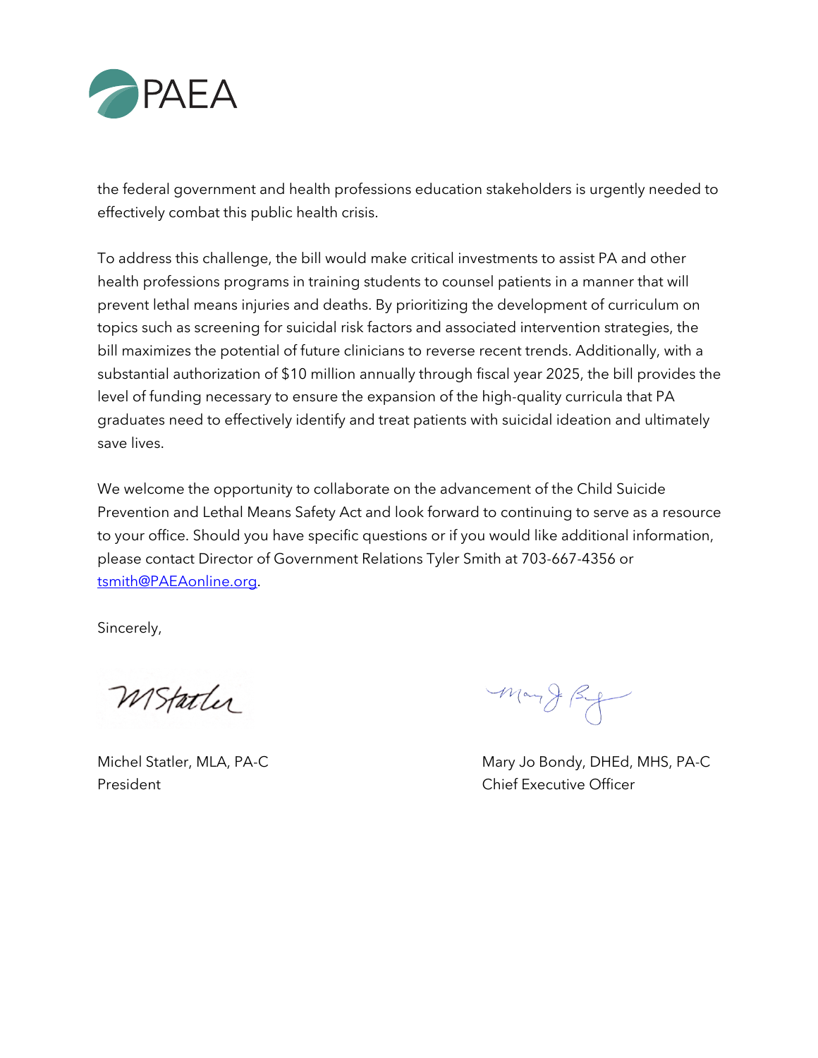the federal government and health professions education stakeholders is urgently needed to effectively combat this public health crisis.

To address this challenge, the bill would make critical investments to assist PA and other health professions programs in training students to counsel patients in a manner that will prevent lethal means injuries and deaths. By prioritizing the development of curriculum on topics such as screening for suicidal risk factors and associated intervention strategies, the bill maximizes the potential of future clinicians to reverse recent trends. Additionally, with a substantial authorization of $10 million annually through fiscal year 2025, the bill provides the level of funding necessary to ensure the expansion of the high-quality curricula that PA graduates need to effectively identify and treat patients with suicidal ideation and ultimately save lives.

We welcome the opportunity to collaborate on the advancement of the Child Suicide Prevention and Lethal Means Safety Act and look forward to continuing to serve as a resource to your office. Should you have specific questions or if you would like additional information, please contact Director of Government Relations Tyler Smith at 703-667-4356 or tsmith@PAEAonline.org.

Sincerely,

Michel Statler, MLA, PA-C
President

Mary Jo Bondy, DHEd, MHS, PA-C
Chief Executive Officer